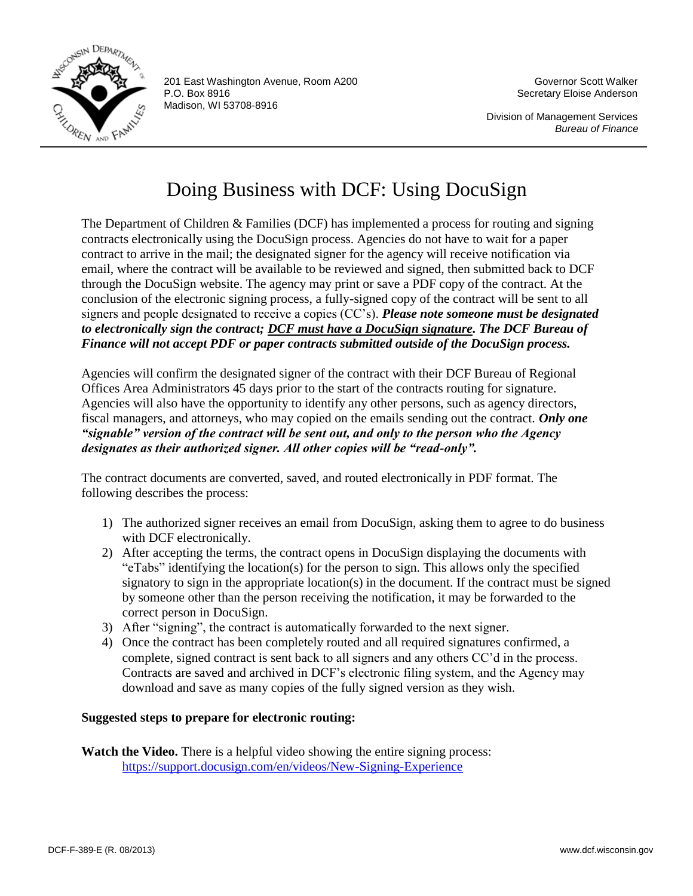201 East Washington Avenue, Room A200
P.O. Box 8916
Madison, WI 53708-8916

Governor Scott Walker
Secretary Eloise Anderson

Division of Management Services
*Bureau of Finance*

# Doing Business with DCF: Using DocuSign

The Department of Children & Families (DCF) has implemented a process for routing and signing contracts electronically using the DocuSign process. Agencies do not have to wait for a paper contract to arrive in the mail; the designated signer for the agency will receive notification via email, where the contract will be available to be reviewed and signed, then submitted back to DCF through the DocuSign website. The agency may print or save a PDF copy of the contract. At the conclusion of the electronic signing process, a fully-signed copy of the contract will be sent to all signers and people designated to receive a copies (CC's). ***Please note someone must be designated to electronically sign the contract; <u>DCF must have a DocuSign signature</u>. The DCF Bureau of Finance will not accept PDF or paper contracts submitted outside of the DocuSign process.***

Agencies will confirm the designated signer of the contract with their DCF Bureau of Regional Offices Area Administrators 45 days prior to the start of the contracts routing for signature. Agencies will also have the opportunity to identify any other persons, such as agency directors, fiscal managers, and attorneys, who may copied on the emails sending out the contract. ***Only one "signable" version of the contract will be sent out, and only to the person who the Agency designates as their authorized signer. All other copies will be "read-only".***

The contract documents are converted, saved, and routed electronically in PDF format. The following describes the process:

1) The authorized signer receives an email from DocuSign, asking them to agree to do business with DCF electronically.
2) After accepting the terms, the contract opens in DocuSign displaying the documents with "eTabs" identifying the location(s) for the person to sign. This allows only the specified signatory to sign in the appropriate location(s) in the document. If the contract must be signed by someone other than the person receiving the notification, it may be forwarded to the correct person in DocuSign.
3) After "signing", the contract is automatically forwarded to the next signer.
4) Once the contract has been completely routed and all required signatures confirmed, a complete, signed contract is sent back to all signers and any others CC'd in the process. Contracts are saved and archived in DCF's electronic filing system, and the Agency may download and save as many copies of the fully signed version as they wish.

**Suggested steps to prepare for electronic routing:**

**Watch the Video.** There is a helpful video showing the entire signing process:
https://support.docusign.com/en/videos/New-Signing-Experience

DCF-F-389-E (R. 08/2013)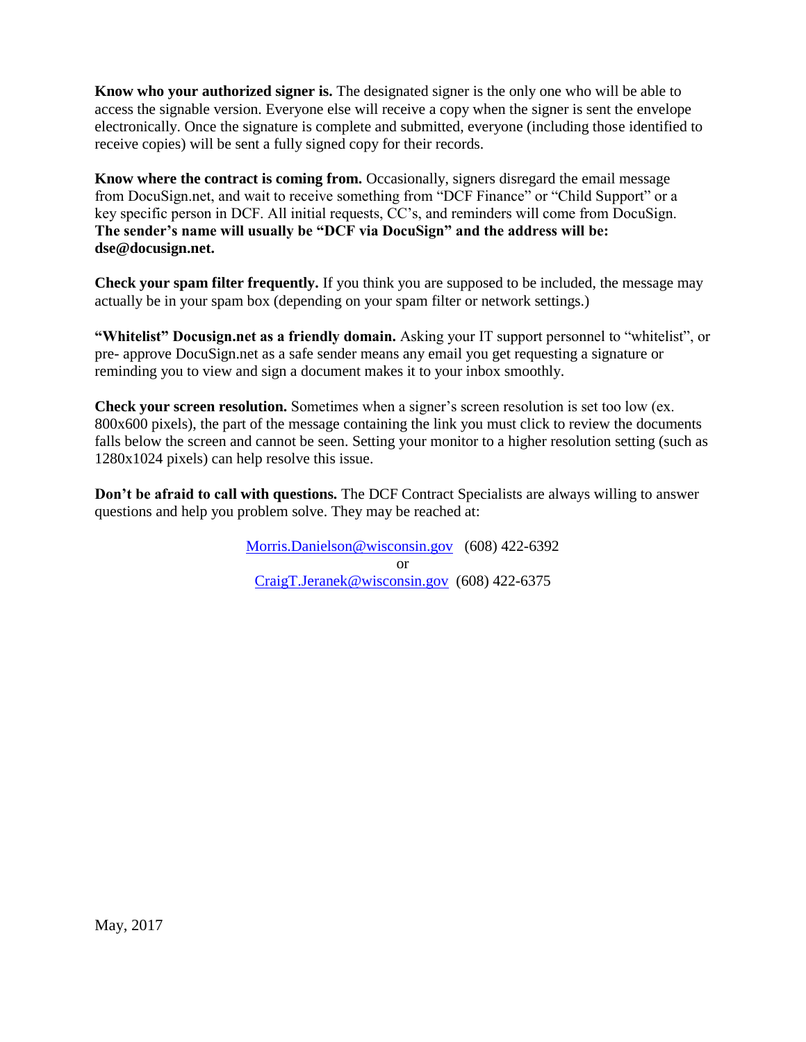**Know who your authorized signer is.** The designated signer is the only one who will be able to access the signable version. Everyone else will receive a copy when the signer is sent the envelope electronically. Once the signature is complete and submitted, everyone (including those identified to receive copies) will be sent a fully signed copy for their records.

**Know where the contract is coming from.** Occasionally, signers disregard the email message from DocuSign.net, and wait to receive something from "DCF Finance" or "Child Support" or a key specific person in DCF. All initial requests, CC's, and reminders will come from DocuSign. **The sender's name will usually be "DCF via DocuSign" and the address will be: dse@docusign.net.**

**Check your spam filter frequently.** If you think you are supposed to be included, the message may actually be in your spam box (depending on your spam filter or network settings.)

**"Whitelist" Docusign.net as a friendly domain.** Asking your IT support personnel to "whitelist", or pre- approve DocuSign.net as a safe sender means any email you get requesting a signature or reminding you to view and sign a document makes it to your inbox smoothly.

**Check your screen resolution.** Sometimes when a signer's screen resolution is set too low (ex. 800x600 pixels), the part of the message containing the link you must click to review the documents falls below the screen and cannot be seen. Setting your monitor to a higher resolution setting (such as 1280x1024 pixels) can help resolve this issue.

**Don't be afraid to call with questions.** The DCF Contract Specialists are always willing to answer questions and help you problem solve. They may be reached at:

Morris.Danielson@wisconsin.gov (608) 422-6392
or
CraigT.Jeranek@wisconsin.gov (608) 422-6375

May, 2017